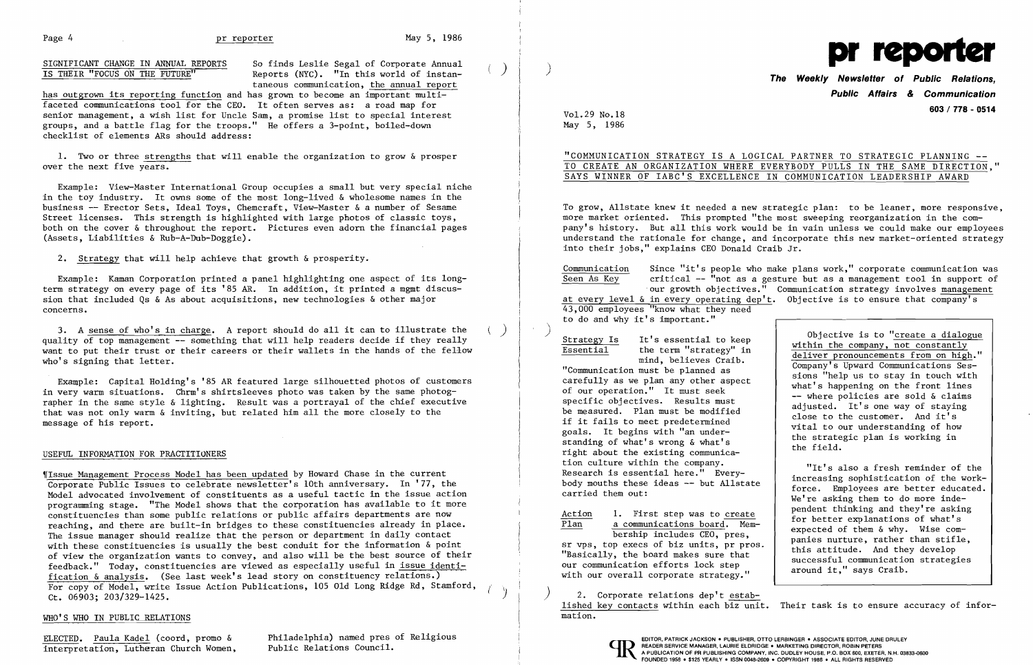SIGNIFICANT CHANGE IN ANNUAL REPORTS IS THEIR "FOCUS ON THE FUTURE"

So finds Leslie Segal of Corporate Annual Reports (NYC). "In this world of instantaneous communication, the annual report has outgrown its reporting function and has grown to become an important multi-faceted communications tool for the CEO. It often serves as: a road map for senior management, a wish list for Uncle Sam, a promise list to special interest groups, and a battle flag for the troops." He offers a 3-point, boiled-down checklist of elements ARs should address:

1. Two or three strengths that will enable the organization to grow & prosper over the next five years.

Example: View-Master International Group occupies a small but very special niche in the toy industry. It owns some of the most long-lived & wholesome names in the business -- Erector Sets, Ideal Toys, Chemcraft, View-Master & a number of Sesame Street licenses. This strength is highlighted with large photos of classic toys, both on the cover & throughout the report. Pictures even adorn the financial pages (Assets, Liabilities & Rub-A-Dub-Doggie).

2. Strategy that will help achieve that growth & prosperity.

Example: Kaman Corporation printed a panel highlighting one aspect of its long-term strategy on every page of its '85 AR. In addition, it printed a mgmt discussion that included Qs & As about acquisitions, new technologies & other major concerns.

3. A sense of who's in charge. A report should do all it can to illustrate the quality of top management -- something that will help readers decide if they really want to put their trust or their careers or their wallets in the hands of the fellow who's signing that letter.

Example: Capital Holding's '85 AR featured large silhouetted photos of customers in very warm situations. Chrm's shirtsleeves photo was taken by the same photographer in the same style & lighting. Result was a portrayal of the chief executive that was not only warm & inviting, but related him all the more closely to the message of his report.

## USEFUL INFORMATION FOR PRACTITIONERS

¶Issue Management Process Model has been updated by Howard Chase in the current Corporate Public Issues to celebrate newsletter's 10th anniversary. In '77, the Model advocated involvement of constituents as a useful tactic in the issue action programming stage. "The Model shows that the corporation has available to it more constituencies than some public relations or public affairs departments are now reaching, and there are built-in bridges to these constituencies already in place. The issue manager should realize that the person or department in daily contact with these constituencies is usually the best conduit for the information & point of view the organization wants to convey, and also will be the best source of their feedback." Today, constituencies are viewed as especially useful in issue identification & analysis. (See last week's lead story on constituency relations.) For copy of Model, write Issue Action Publications, 105 Old Long Ridge Rd, Stamford, Ct. 06903; 203/329-1425.

## WHO'S WHO IN PUBLIC RELATIONS

ELECTED. Paula Kadel (coord, promo & interpretation, Lutheran Church Women, Philadelphia) named pres of Religious Public Relations Council.

# pr reporter

**The Weekly Newsletter of Public Relations, Public Affairs & Communication**

**603 / 778 - 0514**

Vol.29 No.18
May 5, 1986

## "COMMUNICATION STRATEGY IS A LOGICAL PARTNER TO STRATEGIC PLANNING -- TO CREATE AN ORGANIZATION WHERE EVERYBODY PULLS IN THE SAME DIRECTION," SAYS WINNER OF IABC'S EXCELLENCE IN COMMUNICATION LEADERSHIP AWARD

To grow, Allstate knew it needed a new strategic plan: to be leaner, more responsive, more market oriented. This prompted "the most sweeping reorganization in the company's history. But all this work would be in vain unless we could make our employees understand the rationale for change, and incorporate this new market-oriented strategy into their jobs," explains CEO Donald Craib Jr.

Communication Seen As Key: Since "it's people who make plans work," corporate communication was critical -- "not as a gesture but as a management tool in support of our growth objectives." Communication strategy involves management at every level & in every operating dep't. Objective is to ensure that company's 43,000 employees "know what they need to do and why it's important."

Strategy Is Essential: It's essential to keep the term "strategy" in mind, believes Craib. "Communication must be planned as carefully as we plan any other aspect of our operation." It must seek specific objectives. Results must be measured. Plan must be modified if it fails to meet predetermined goals. It begins with "an understanding of what's wrong & what's right about the existing communication culture within the company. Research is essential here." Everybody mouths these ideas -- but Allstate carried them out:

Action Plan: 1. First step was to create a communications board. Membership includes CEO, pres, sr vps, top execs of biz units, pr pros. "Basically, the board makes sure that our communication efforts lock step with our overall corporate strategy."

> Objective is to "create a dialogue within the company, not constantly deliver pronouncements from on high." Company's Upward Communications Sessions "help us to stay in touch with what's happening on the front lines -- where policies are sold & claims adjusted. It's one way of staying close to the customer. And it's vital to our understanding of how the strategic plan is working in the field.
>
> "It's also a fresh reminder of the increasing sophistication of the workforce. Employees are better educated. We're asking them to do more independent thinking and they're asking for better explanations of what's expected of them & why. Wise companies nurture, rather than stifle, this attitude. And they develop successful communication strategies around it," says Craib.

2. Corporate relations dep't established key contacts within each biz unit. Their task is to ensure accuracy of information.

EDITOR, PATRICK JACKSON • PUBLISHER, OTTO LERBINGER • ASSOCIATE EDITOR, JUNE DRULEY
READER SERVICE MANAGER, LAURIE ELDRIDGE • MARKETING DIRECTOR, ROBIN PETERS
A PUBLICATION OF PR PUBLISHING COMPANY, INC. DUDLEY HOUSE, P.O. BOX 600, EXETER, N.H. 03833-0600
FOUNDED 1958 • $125 YEARLY • ISSN 0048-2609 • COPYRIGHT 1986 • ALL RIGHTS RESERVED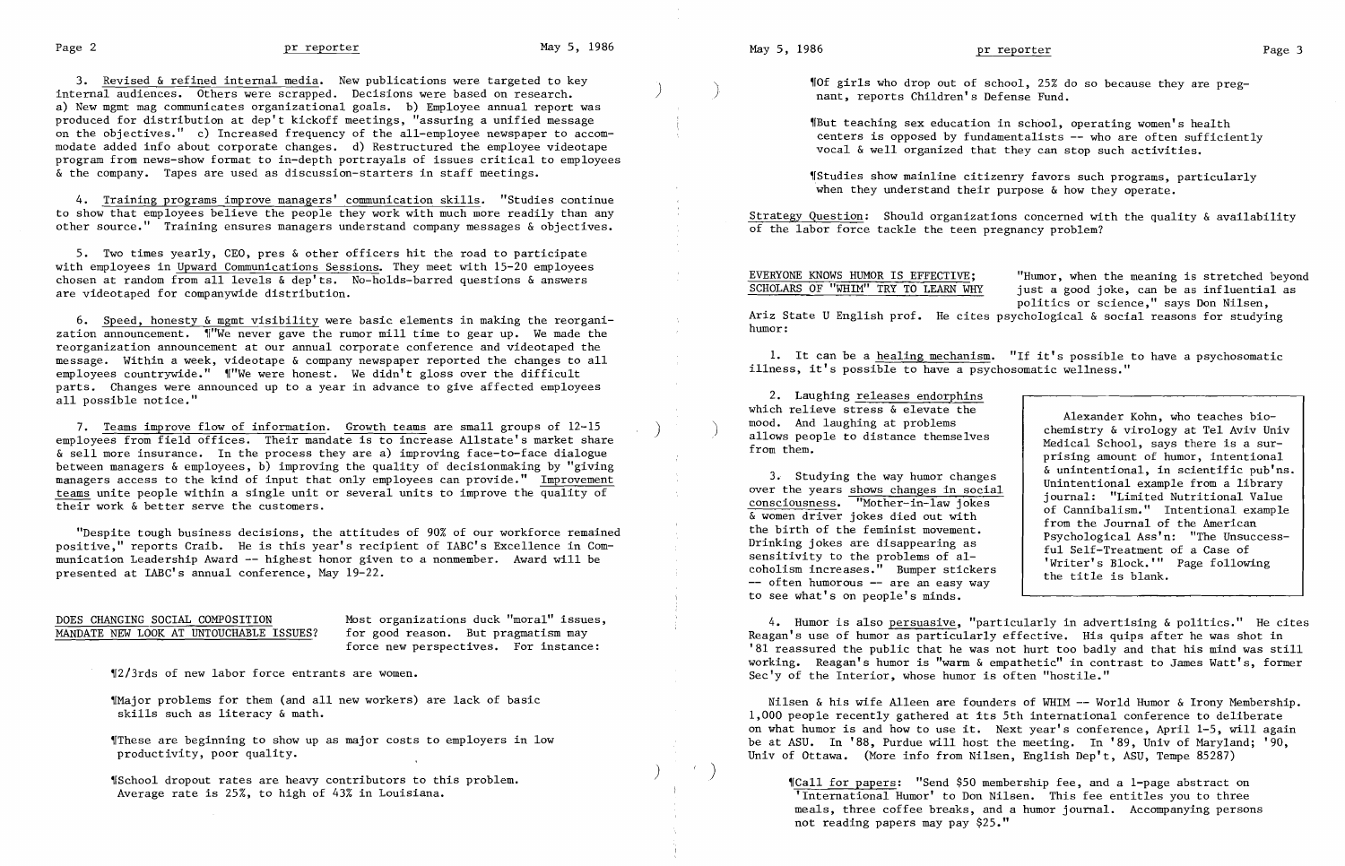3. Revised & refined internal media. New publications were targeted to key internal audiences. Others were scrapped. Decisions were based on research. a) New mgmt mag communicates organizational goals. b) Employee annual report was produced for distribution at dep't kickoff meetings, "assuring a unified message on the objectives." c) Increased frequency of the all-employee newspaper to accommodate added info about corporate changes. d) Restructured the employee videotape program from news-show format to in-depth portrayals of issues critical to employees & the company. Tapes are used as discussion-starters in staff meetings.

4. Training programs improve managers' communication skills. "Studies continue to show that employees believe the people they work with much more readily than any other source." Training ensures managers understand company messages & objectives.

5. Two times yearly, CEO, pres & other officers hit the road to participate with employees in Upward Communications Sessions. They meet with 15-20 employees chosen at random from all levels & dep'ts. No-holds-barred questions & answers are videotaped for companywide distribution.

6. Speed, honesty & mgmt visibility were basic elements in making the reorganization announcement. ¶"We never gave the rumor mill time to gear up. We made the reorganization announcement at our annual corporate conference and videotaped the message. Within a week, videotape & company newspaper reported the changes to all employees countrywide." ¶"We were honest. We didn't gloss over the difficult parts. Changes were announced up to a year in advance to give affected employees all possible notice."

7. Teams improve flow of information. Growth teams are small groups of 12-15 employees from field offices. Their mandate is to increase Allstate's market share & sell more insurance. In the process they are a) improving face-to-face dialogue between managers & employees, b) improving the quality of decisionmaking by "giving managers access to the kind of input that only employees can provide." Improvement teams unite people within a single unit or several units to improve the quality of their work & better serve the customers.

"Despite tough business decisions, the attitudes of 90% of our workforce remained positive," reports Craib. He is this year's recipient of IABC's Excellence in Communication Leadership Award -- highest honor given to a nonmember. Award will be presented at IABC's annual conference, May 19-22.

## DOES CHANGING SOCIAL COMPOSITION MANDATE NEW LOOK AT UNTOUCHABLE ISSUES?

Most organizations duck "moral" issues, for good reason. But pragmatism may force new perspectives. For instance:

¶2/3rds of new labor force entrants are women.

¶Major problems for them (and all new workers) are lack of basic skills such as literacy & math.

¶These are beginning to show up as major costs to employers in low productivity, poor quality.

¶School dropout rates are heavy contributors to this problem. Average rate is 25%, to high of 43% in Louisiana.

¶Of girls who drop out of school, 25% do so because they are pregnant, reports Children's Defense Fund.

¶But teaching sex education in school, operating women's health centers is opposed by fundamentalists -- who are often sufficiently vocal & well organized that they can stop such activities.

¶Studies show mainline citizenry favors such programs, particularly when they understand their purpose & how they operate.

Strategy Question: Should organizations concerned with the quality & availability of the labor force tackle the teen pregnancy problem?

## EVERYONE KNOWS HUMOR IS EFFECTIVE; SCHOLARS OF "WHIM" TRY TO LEARN WHY

"Humor, when the meaning is stretched beyond just a good joke, can be as influential as politics or science," says Don Nilsen, Ariz State U English prof. He cites psychological & social reasons for studying humor:

1. It can be a healing mechanism. "If it's possible to have a psychosomatic illness, it's possible to have a psychosomatic wellness."

2. Laughing releases endorphins which relieve stress & elevate the mood. And laughing at problems allows people to distance themselves from them.

3. Studying the way humor changes over the years shows changes in social consciousness. "Mother-in-law jokes & women driver jokes died out with the birth of the feminist movement. Drinking jokes are disappearing as sensitivity to the problems of alcoholism increases." Bumper stickers -- often humorous -- are an easy way to see what's on people's minds.

> Alexander Kohn, who teaches biochemistry & virology at Tel Aviv Univ Medical School, says there is a surprising amount of humor, intentional & unintentional, in scientific pub'ns. Unintentional example from a library journal: "Limited Nutritional Value of Cannibalism." Intentional example from the Journal of the American Psychological Ass'n: "The Unsuccessful Self-Treatment of a Case of 'Writer's Block.'" Page following the title is blank.

4. Humor is also persuasive, "particularly in advertising & politics." He cites Reagan's use of humor as particularly effective. His quips after he was shot in '81 reassured the public that he was not hurt too badly and that his mind was still working. Reagan's humor is "warm & empathetic" in contrast to James Watt's, former Sec'y of the Interior, whose humor is often "hostile."

Nilsen & his wife Alleen are founders of WHIM -- World Humor & Irony Membership. 1,000 people recently gathered at its 5th international conference to deliberate on what humor is and how to use it. Next year's conference, April 1-5, will again be at ASU. In '88, Purdue will host the meeting. In '89, Univ of Maryland; '90, Univ of Ottawa. (More info from Nilsen, English Dep't, ASU, Tempe 85287)

¶Call for papers: "Send $50 membership fee, and a 1-page abstract on 'International Humor' to Don Nilsen. This fee entitles you to three meals, three coffee breaks, and a humor journal. Accompanying persons not reading papers may pay $25."